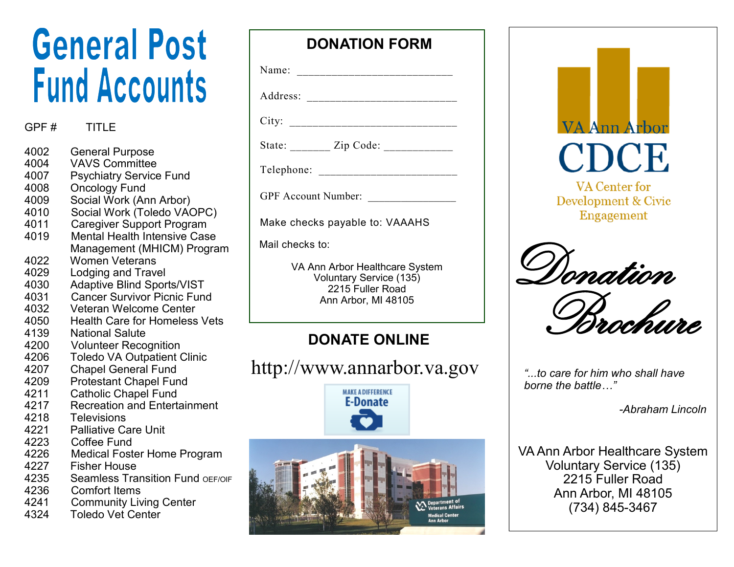# General Post Fund Accounts

| GPF # | TITLE |
|---|---|
| 4002 | General Purpose |
| 4004 | VAVS Committee |
| 4007 | Psychiatry Service Fund |
| 4008 | Oncology Fund |
| 4009 | Social Work (Ann Arbor) |
| 4010 | Social Work (Toledo VAOPC) |
| 4011 | Caregiver Support Program |
| 4019 | Mental Health Intensive Case Management (MHICM) Program |
| 4022 | Women Veterans |
| 4029 | Lodging and Travel |
| 4030 | Adaptive Blind Sports/VIST |
| 4031 | Cancer Survivor Picnic Fund |
| 4032 | Veteran Welcome Center |
| 4050 | Health Care for Homeless Vets |
| 4139 | National Salute |
| 4200 | Volunteer Recognition |
| 4206 | Toledo VA Outpatient Clinic |
| 4207 | Chapel General Fund |
| 4209 | Protestant Chapel Fund |
| 4211 | Catholic Chapel Fund |
| 4217 | Recreation and Entertainment |
| 4218 | Televisions |
| 4221 | Palliative Care Unit |
| 4223 | Coffee Fund |
| 4226 | Medical Foster Home Program |
| 4227 | Fisher House |
| 4235 | Seamless Transition Fund OEF/OIF |
| 4236 | Comfort Items |
| 4241 | Community Living Center |
| 4324 | Toledo Vet Center |

## DONATION FORM

Name: ____________________________

Address: ____________________________

City: ____________________________

State: _______ Zip Code: ____________

Telephone: ________________________

GPF Account Number: _______________

Make checks payable to: VAAAHS

Mail checks to:

VA Ann Arbor Healthcare System
Voluntary Service (135)
2215 Fuller Road
Ann Arbor, MI 48105

## DONATE ONLINE

http://www.annarbor.va.gov

MAKE A DIFFERENCE
E-Donate

VA Ann Arbor
CDCE
VA Center for Development & Civic Engagement

# Donation Brochure

*"...to care for him who shall have borne the battle…"*

*-Abraham Lincoln*

VA Ann Arbor Healthcare System
Voluntary Service (135)
2215 Fuller Road
Ann Arbor, MI 48105
(734) 845-3467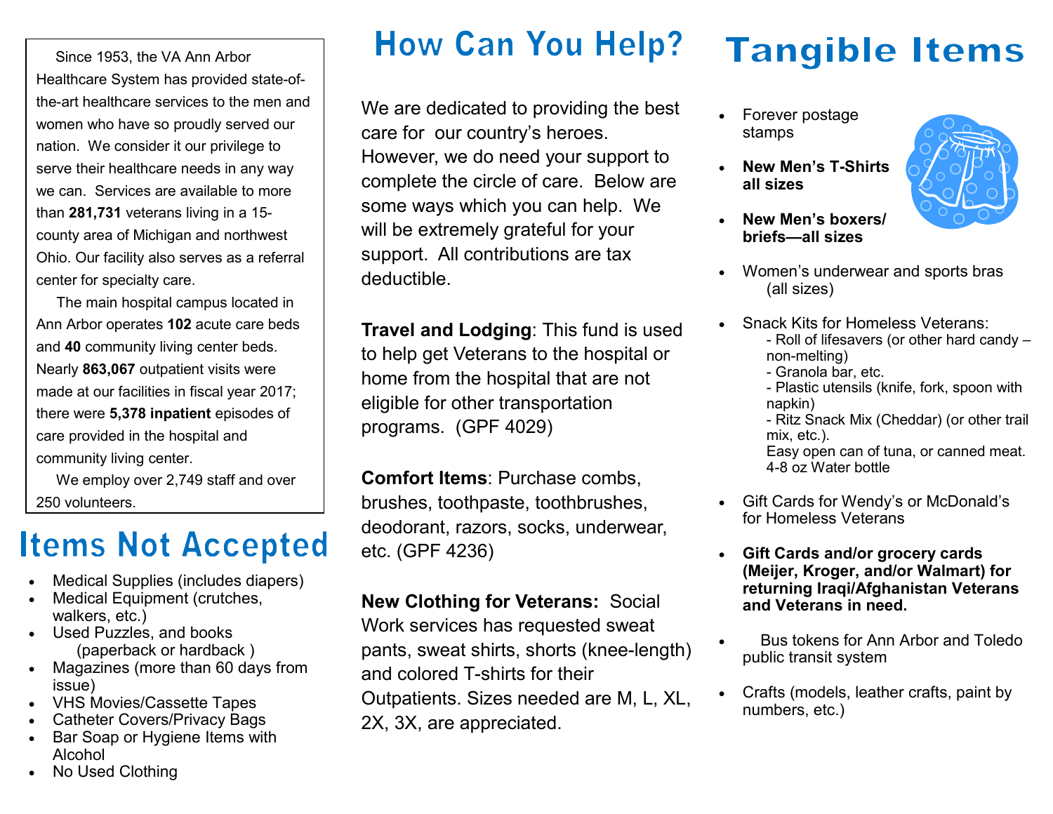Since 1953, the VA Ann Arbor Healthcare System has provided state-of-the-art healthcare services to the men and women who have so proudly served our nation. We consider it our privilege to serve their healthcare needs in any way we can. Services are available to more than **281,731** veterans living in a 15-county area of Michigan and northwest Ohio. Our facility also serves as a referral center for specialty care.

The main hospital campus located in Ann Arbor operates **102** acute care beds and **40** community living center beds. Nearly **863,067** outpatient visits were made at our facilities in fiscal year 2017; there were **5,378 inpatient** episodes of care provided in the hospital and community living center.

We employ over 2,749 staff and over 250 volunteers.

# Items Not Accepted

- Medical Supplies (includes diapers)
- Medical Equipment (crutches, walkers, etc.)
- Used Puzzles, and books (paperback or hardback )
- Magazines (more than 60 days from issue)
- VHS Movies/Cassette Tapes
- Catheter Covers/Privacy Bags
- Bar Soap or Hygiene Items with Alcohol
- No Used Clothing

# How Can You Help?

We are dedicated to providing the best care for our country's heroes. However, we do need your support to complete the circle of care. Below are some ways which you can help. We will be extremely grateful for your support. All contributions are tax deductible.

**Travel and Lodging**: This fund is used to help get Veterans to the hospital or home from the hospital that are not eligible for other transportation programs. (GPF 4029)

**Comfort Items**: Purchase combs, brushes, toothpaste, toothbrushes, deodorant, razors, socks, underwear, etc. (GPF 4236)

**New Clothing for Veterans:** Social Work services has requested sweat pants, sweat shirts, shorts (knee-length) and colored T-shirts for their Outpatients. Sizes needed are M, L, XL, 2X, 3X, are appreciated.

# Tangible Items

- Forever postage stamps
- **New Men's T-Shirts all sizes**
- **New Men's boxers/ briefs—all sizes**
- Women's underwear and sports bras (all sizes)
- Snack Kits for Homeless Veterans:
  - Roll of lifesavers (or other hard candy – non-melting)
  - Granola bar, etc.
  - Plastic utensils (knife, fork, spoon with napkin)
  - Ritz Snack Mix (Cheddar) (or other trail mix, etc.).
  
  Easy open can of tuna, or canned meat.
  4-8 oz Water bottle
- Gift Cards for Wendy's or McDonald's for Homeless Veterans
- **Gift Cards and/or grocery cards (Meijer, Kroger, and/or Walmart) for returning Iraqi/Afghanistan Veterans and Veterans in need.**
- Bus tokens for Ann Arbor and Toledo public transit system
- Crafts (models, leather crafts, paint by numbers, etc.)